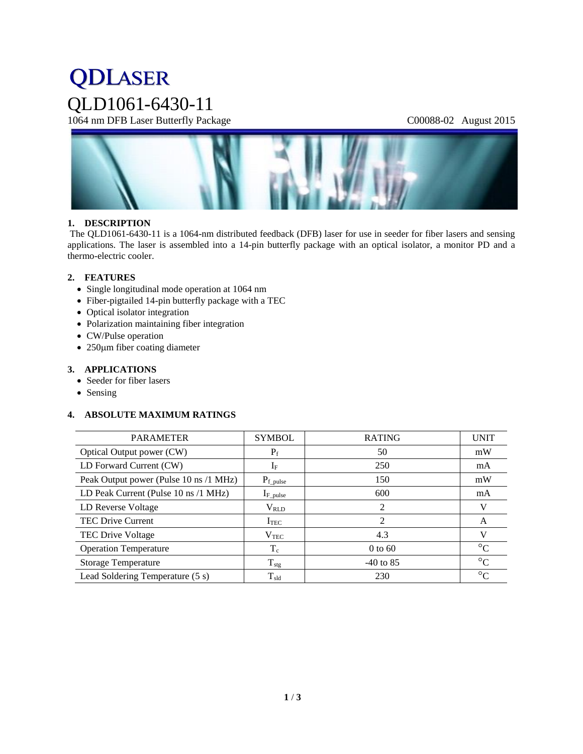# QDLASER

# QLD1061-6430-11

1064 nm DFB Laser Butterfly Package C00088-02 August 2015

## 1. DESCRIPTION

The QLD1061-6430-11 is a 1064-nm distributed feedback (DFB) laser for use in seeder for fiber lasers and sensing applications. The laser is assembled into a 14-pin butterfly package with an optical isolator, a monitor PD and a thermo-electric cooler.

## 2. FEATURES

- Single longitudinal mode operation at 1064 nm
- Fiber-pigtailed 14-pin butterfly package with a TEC
- Optical isolator integration
- Polarization maintaining fiber integration
- CW/Pulse operation
- 250μm fiber coating diameter

## 3. APPLICATIONS

- Seeder for fiber lasers
- Sensing

## 4. ABSOLUTE MAXIMUM RATINGS

| PARAMETER | SYMBOL | RATING | UNIT |
|---|---|---|---|
| Optical Output power (CW) | $P_f$ | 50 | mW |
| LD Forward Current (CW) | $I_F$ | 250 | mA |
| Peak Output power (Pulse 10 ns /1 MHz) | $P_{f\_pulse}$ | 150 | mW |
| LD Peak Current (Pulse 10 ns /1 MHz) | $I_{F\_pulse}$ | 600 | mA |
| LD Reverse Voltage | $V_{RLD}$ | 2 | V |
| TEC Drive Current | $I_{TEC}$ | 2 | A |
| TEC Drive Voltage | $V_{TEC}$ | 4.3 | V |
| Operation Temperature | $T_c$ | 0 to 60 | °C |
| Storage Temperature | $T_{stg}$ | -40 to 85 | °C |
| Lead Soldering Temperature (5 s) | $T_{sld}$ | 230 | °C |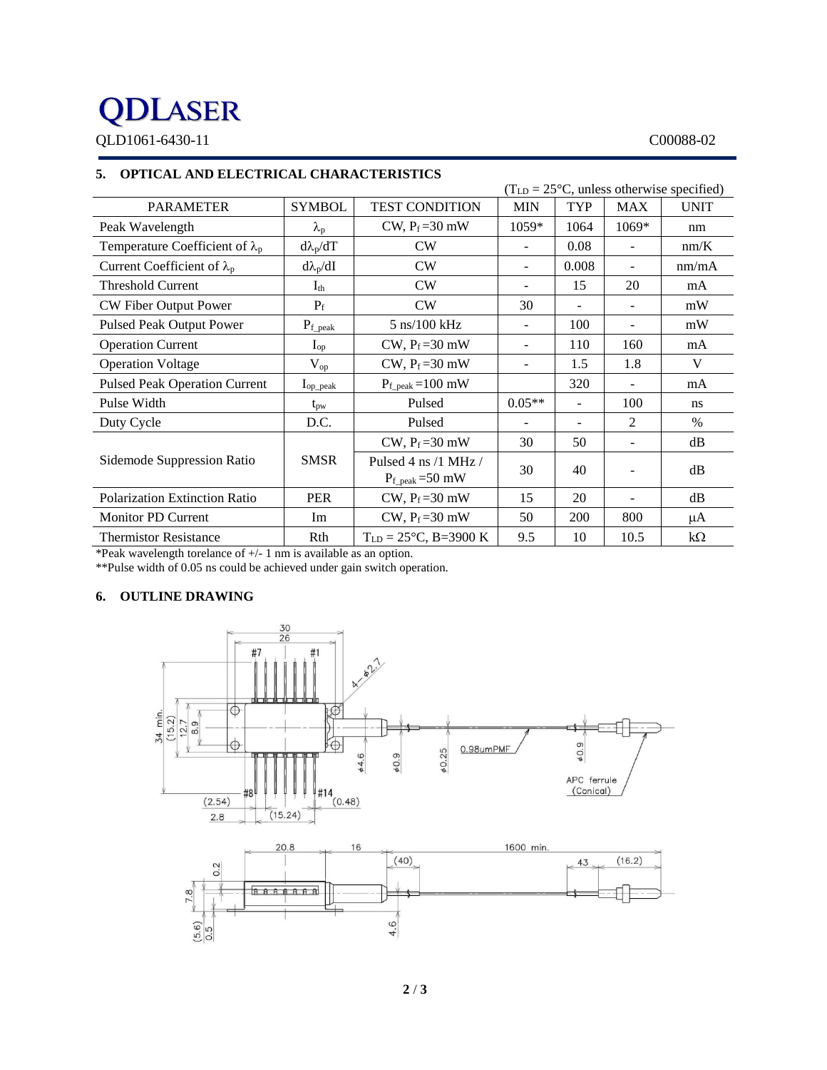## 5. OPTICAL AND ELECTRICAL CHARACTERISTICS

($T_{LD}$ = 25°C, unless otherwise specified)

| PARAMETER | SYMBOL | TEST CONDITION | MIN | TYP | MAX | UNIT |
|---|---|---|---|---|---|---|
| Peak Wavelength | $\lambda_p$ | CW, $P_f$ =30 mW | 1059* | 1064 | 1069* | nm |
| Temperature Coefficient of $\lambda_p$ | $d\lambda_p/dT$ | CW | - | 0.08 | - | nm/K |
| Current Coefficient of $\lambda_p$ | $d\lambda_p/dI$ | CW | - | 0.008 | - | nm/mA |
| Threshold Current | $I_{th}$ | CW | - | 15 | 20 | mA |
| CW Fiber Output Power | $P_f$ | CW | 30 | - | - | mW |
| Pulsed Peak Output Power | $P_{f\_peak}$ | 5 ns/100 kHz | - | 100 | - | mW |
| Operation Current | $I_{op}$ | CW, $P_f$ =30 mW | - | 110 | 160 | mA |
| Operation Voltage | $V_{op}$ | CW, $P_f$ =30 mW | - | 1.5 | 1.8 | V |
| Pulsed Peak Operation Current | $I_{op\_peak}$ | $P_{f\_peak}$ =100 mW | | 320 | - | mA |
| Pulse Width | $t_{pw}$ | Pulsed | 0.05** | - | 100 | ns |
| Duty Cycle | D.C. | Pulsed | - | - | 2 | % |
| Sidemode Suppression Ratio | SMSR | CW, $P_f$ =30 mW | 30 | 50 | - | dB |
| | | Pulsed 4 ns /1 MHz / $P_{f\_peak}$ =50 mW | 30 | 40 | - | dB |
| Polarization Extinction Ratio | PER | CW, $P_f$ =30 mW | 15 | 20 | - | dB |
| Monitor PD Current | Im | CW, $P_f$ =30 mW | 50 | 200 | 800 | μA |
| Thermistor Resistance | Rth | $T_{LD}$ = 25°C, B=3900 K | 9.5 | 10 | 10.5 | kΩ |

*Peak wavelength torelance of +/- 1 nm is available as an option.

**Pulse width of 0.05 ns could be achieved under gain switch operation.

## 6. OUTLINE DRAWING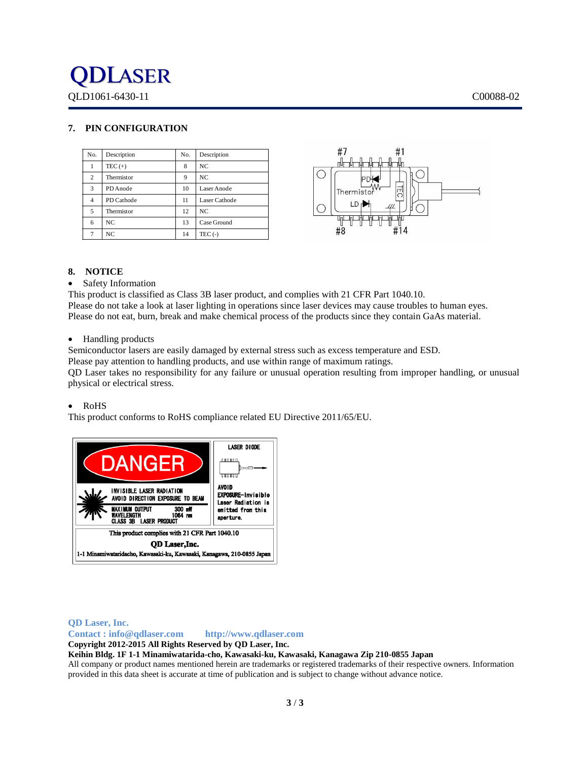## 7. PIN CONFIGURATION

| No. | Description | No. | Description |
|---|---|---|---|
| 1 | TEC (+) | 8 | NC |
| 2 | Thermistor | 9 | NC |
| 3 | PD Anode | 10 | Laser Anode |
| 4 | PD Cathode | 11 | Laser Cathode |
| 5 | Thermistor | 12 | NC |
| 6 | NC | 13 | Case Ground |
| 7 | NC | 14 | TEC (-) |

#7 #1
PD
Thermistor
TEC
LD
#8 #14

## 8. NOTICE

- Safety Information

This product is classified as Class 3B laser product, and complies with 21 CFR Part 1040.10.
Please do not take a look at laser lighting in operations since laser devices may cause troubles to human eyes.
Please do not eat, burn, break and make chemical process of the products since they contain GaAs material.

- Handling products

Semiconductor lasers are easily damaged by external stress such as excess temperature and ESD.
Please pay attention to handling products, and use within range of maximum ratings.
QD Laser takes no responsibility for any failure or unusual operation resulting from improper handling, or unusual physical or electrical stress.

- RoHS

This product conforms to RoHS compliance related EU Directive 2011/65/EU.

DANGER
INVISIBLE LASER RADIATION
AVOID DIRECTION EXPOSURE TO BEAM
MAXIMUM OUTPUT 300 mW
WAVELENGTH 1064 nm
CLASS 3B LASER PRODUCT

LASER DIODE
AVOID EXPOSURE-Invisible Laser Radiation is emitted from this aperture.

This product complies with 21 CFR Part 1040.10
**QD Laser,Inc.**
1-1 Minamiwataridacho, Kawasaki-ku, Kawasaki, Kanagawa, 210-0855 Japan

**QD Laser, Inc.**
**Contact : info@qdlaser.com http://www.qdlaser.com**
**Copyright 2012-2015 All Rights Reserved by QD Laser, Inc.**
**Keihin Bldg. 1F 1-1 Minamiwatarida-cho, Kawasaki-ku, Kawasaki, Kanagawa Zip 210-0855 Japan**
All company or product names mentioned herein are trademarks or registered trademarks of their respective owners. Information provided in this data sheet is accurate at time of publication and is subject to change without advance notice.